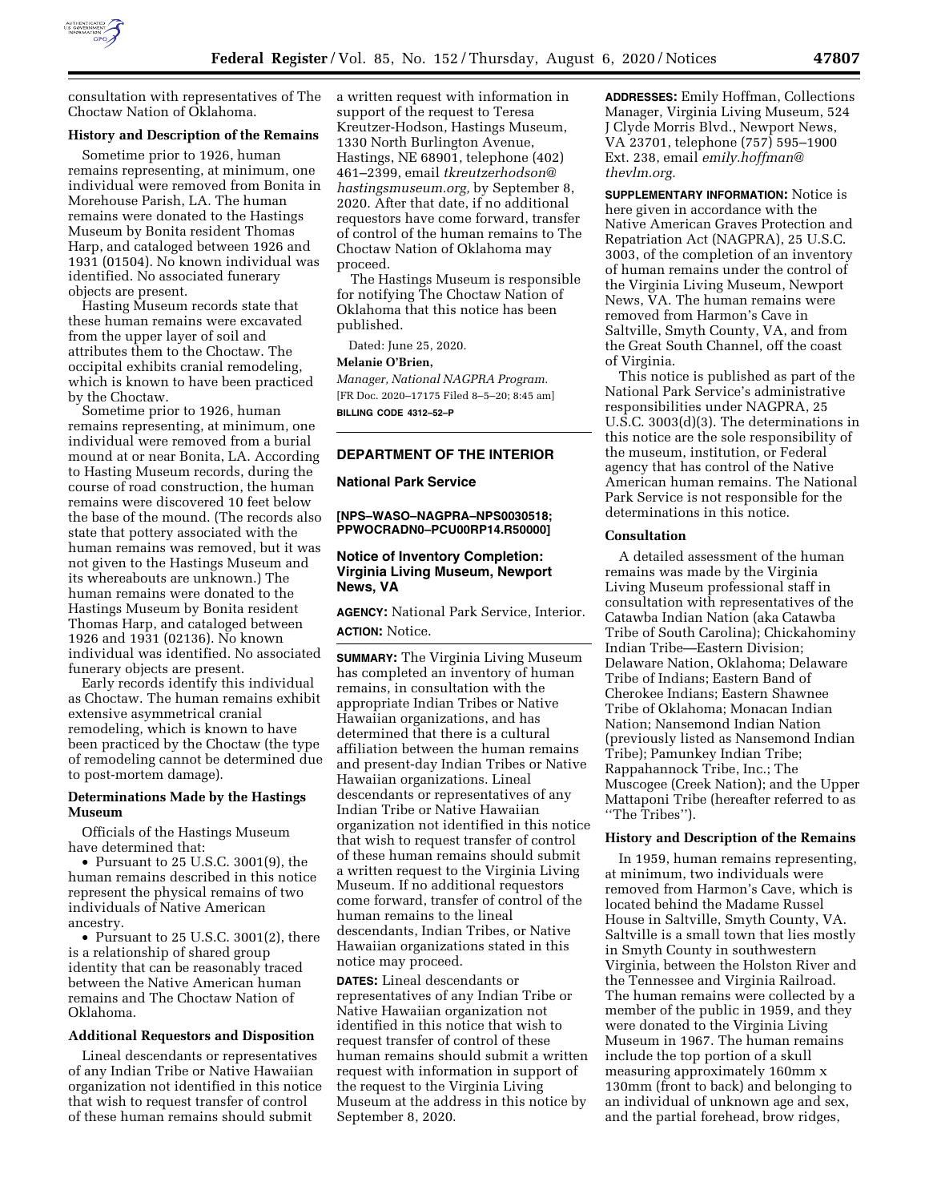consultation with representatives of The Choctaw Nation of Oklahoma.

**History and Description of the Remains**

Sometime prior to 1926, human remains representing, at minimum, one individual were removed from Bonita in Morehouse Parish, LA. The human remains were donated to the Hastings Museum by Bonita resident Thomas Harp, and cataloged between 1926 and 1931 (01504). No known individual was identified. No associated funerary objects are present.

Hasting Museum records state that these human remains were excavated from the upper layer of soil and attributes them to the Choctaw. The occipital exhibits cranial remodeling, which is known to have been practiced by the Choctaw.

Sometime prior to 1926, human remains representing, at minimum, one individual were removed from a burial mound at or near Bonita, LA. According to Hasting Museum records, during the course of road construction, the human remains were discovered 10 feet below the base of the mound. (The records also state that pottery associated with the human remains was removed, but it was not given to the Hastings Museum and its whereabouts are unknown.) The human remains were donated to the Hastings Museum by Bonita resident Thomas Harp, and cataloged between 1926 and 1931 (02136). No known individual was identified. No associated funerary objects are present.

Early records identify this individual as Choctaw. The human remains exhibit extensive asymmetrical cranial remodeling, which is known to have been practiced by the Choctaw (the type of remodeling cannot be determined due to post-mortem damage).

**Determinations Made by the Hastings Museum**

Officials of the Hastings Museum have determined that:

- Pursuant to 25 U.S.C. 3001(9), the human remains described in this notice represent the physical remains of two individuals of Native American ancestry.
- Pursuant to 25 U.S.C. 3001(2), there is a relationship of shared group identity that can be reasonably traced between the Native American human remains and The Choctaw Nation of Oklahoma.

**Additional Requestors and Disposition**

Lineal descendants or representatives of any Indian Tribe or Native Hawaiian organization not identified in this notice that wish to request transfer of control of these human remains should submit a written request with information in support of the request to Teresa Kreutzer-Hodson, Hastings Museum, 1330 North Burlington Avenue, Hastings, NE 68901, telephone (402) 461–2399, email *tkreutzerhodson@hastingsmuseum.org,* by September 8, 2020. After that date, if no additional requestors have come forward, transfer of control of the human remains to The Choctaw Nation of Oklahoma may proceed.

The Hastings Museum is responsible for notifying The Choctaw Nation of Oklahoma that this notice has been published.

Dated: June 25, 2020.

**Melanie O'Brien,**

*Manager, National NAGPRA Program.*

[FR Doc. 2020–17175 Filed 8–5–20; 8:45 am]

**BILLING CODE 4312–52–P**

## DEPARTMENT OF THE INTERIOR

### National Park Service

**[NPS–WASO–NAGPRA–NPS0030518; PPWOCRADN0–PCU00RP14.R50000]**

### Notice of Inventory Completion: Virginia Living Museum, Newport News, VA

**AGENCY:** National Park Service, Interior.

**ACTION:** Notice.

**SUMMARY:** The Virginia Living Museum has completed an inventory of human remains, in consultation with the appropriate Indian Tribes or Native Hawaiian organizations, and has determined that there is a cultural affiliation between the human remains and present-day Indian Tribes or Native Hawaiian organizations. Lineal descendants or representatives of any Indian Tribe or Native Hawaiian organization not identified in this notice that wish to request transfer of control of these human remains should submit a written request to the Virginia Living Museum. If no additional requestors come forward, transfer of control of the human remains to the lineal descendants, Indian Tribes, or Native Hawaiian organizations stated in this notice may proceed.

**DATES:** Lineal descendants or representatives of any Indian Tribe or Native Hawaiian organization not identified in this notice that wish to request transfer of control of these human remains should submit a written request with information in support of the request to the Virginia Living Museum at the address in this notice by September 8, 2020.

**ADDRESSES:** Emily Hoffman, Collections Manager, Virginia Living Museum, 524 J Clyde Morris Blvd., Newport News, VA 23701, telephone (757) 595–1900 Ext. 238, email *emily.hoffman@thevlm.org.*

**SUPPLEMENTARY INFORMATION:** Notice is here given in accordance with the Native American Graves Protection and Repatriation Act (NAGPRA), 25 U.S.C. 3003, of the completion of an inventory of human remains under the control of the Virginia Living Museum, Newport News, VA. The human remains were removed from Harmon's Cave in Saltville, Smyth County, VA, and from the Great South Channel, off the coast of Virginia.

This notice is published as part of the National Park Service's administrative responsibilities under NAGPRA, 25 U.S.C. 3003(d)(3). The determinations in this notice are the sole responsibility of the museum, institution, or Federal agency that has control of the Native American human remains. The National Park Service is not responsible for the determinations in this notice.

**Consultation**

A detailed assessment of the human remains was made by the Virginia Living Museum professional staff in consultation with representatives of the Catawba Indian Nation (aka Catawba Tribe of South Carolina); Chickahominy Indian Tribe—Eastern Division; Delaware Nation, Oklahoma; Delaware Tribe of Indians; Eastern Band of Cherokee Indians; Eastern Shawnee Tribe of Oklahoma; Monacan Indian Nation; Nansemond Indian Nation (previously listed as Nansemond Indian Tribe); Pamunkey Indian Tribe; Rappahannock Tribe, Inc.; The Muscogee (Creek Nation); and the Upper Mattaponi Tribe (hereafter referred to as ''The Tribes'').

**History and Description of the Remains**

In 1959, human remains representing, at minimum, two individuals were removed from Harmon's Cave, which is located behind the Madame Russel House in Saltville, Smyth County, VA. Saltville is a small town that lies mostly in Smyth County in southwestern Virginia, between the Holston River and the Tennessee and Virginia Railroad. The human remains were collected by a member of the public in 1959, and they were donated to the Virginia Living Museum in 1967. The human remains include the top portion of a skull measuring approximately 160mm x 130mm (front to back) and belonging to an individual of unknown age and sex, and the partial forehead, brow ridges,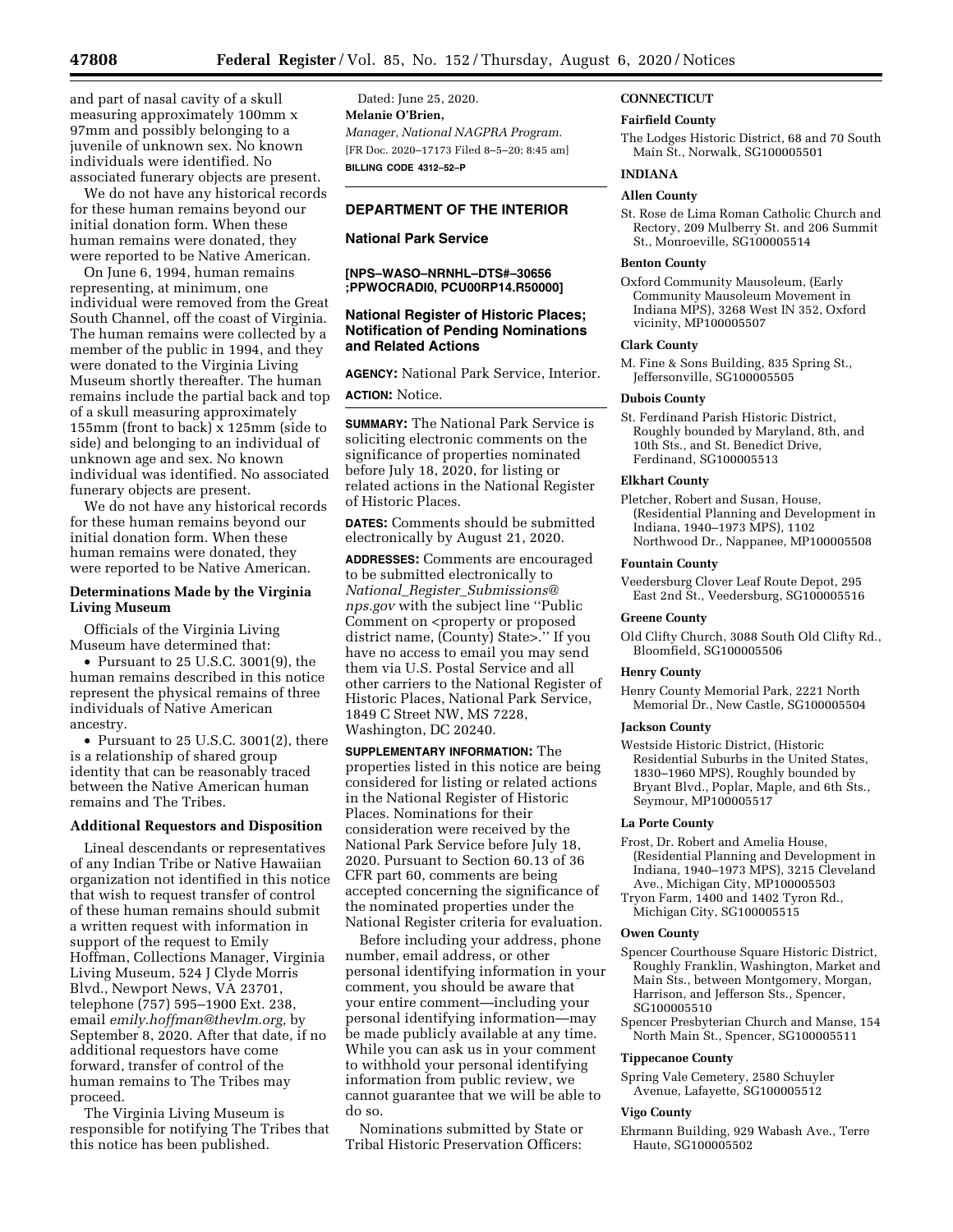and part of nasal cavity of a skull measuring approximately 100mm x 97mm and possibly belonging to a juvenile of unknown sex. No known individuals were identified. No associated funerary objects are present.

We do not have any historical records for these human remains beyond our initial donation form. When these human remains were donated, they were reported to be Native American.

On June 6, 1994, human remains representing, at minimum, one individual were removed from the Great South Channel, off the coast of Virginia. The human remains were collected by a member of the public in 1994, and they were donated to the Virginia Living Museum shortly thereafter. The human remains include the partial back and top of a skull measuring approximately 155mm (front to back) x 125mm (side to side) and belonging to an individual of unknown age and sex. No known individual was identified. No associated funerary objects are present.

We do not have any historical records for these human remains beyond our initial donation form. When these human remains were donated, they were reported to be Native American.

### Determinations Made by the Virginia Living Museum

Officials of the Virginia Living Museum have determined that:

- Pursuant to 25 U.S.C. 3001(9), the human remains described in this notice represent the physical remains of three individuals of Native American ancestry.
- Pursuant to 25 U.S.C. 3001(2), there is a relationship of shared group identity that can be reasonably traced between the Native American human remains and The Tribes.

### Additional Requestors and Disposition

Lineal descendants or representatives of any Indian Tribe or Native Hawaiian organization not identified in this notice that wish to request transfer of control of these human remains should submit a written request with information in support of the request to Emily Hoffman, Collections Manager, Virginia Living Museum, 524 J Clyde Morris Blvd., Newport News, VA 23701, telephone (757) 595–1900 Ext. 238, email *emily.hoffman@thevlm.org,* by September 8, 2020. After that date, if no additional requestors have come forward, transfer of control of the human remains to The Tribes may proceed.

The Virginia Living Museum is responsible for notifying The Tribes that this notice has been published.

Dated: June 25, 2020.

**Melanie O'Brien,**

*Manager, National NAGPRA Program.*

[FR Doc. 2020–17173 Filed 8–5–20; 8:45 am]

**BILLING CODE 4312–52–P**

## DEPARTMENT OF THE INTERIOR

### National Park Service

**[NPS–WASO–NRNHL–DTS#–30656 ;PPWOCRADI0, PCU00RP14.R50000]**

### National Register of Historic Places; Notification of Pending Nominations and Related Actions

**AGENCY:** National Park Service, Interior.

**ACTION:** Notice.

**SUMMARY:** The National Park Service is soliciting electronic comments on the significance of properties nominated before July 18, 2020, for listing or related actions in the National Register of Historic Places.

**DATES:** Comments should be submitted electronically by August 21, 2020.

**ADDRESSES:** Comments are encouraged to be submitted electronically to *National_Register_Submissions@nps.gov* with the subject line ''Public Comment on <property or proposed district name, (County) State>.'' If you have no access to email you may send them via U.S. Postal Service and all other carriers to the National Register of Historic Places, National Park Service, 1849 C Street NW, MS 7228, Washington, DC 20240.

**SUPPLEMENTARY INFORMATION:** The properties listed in this notice are being considered for listing or related actions in the National Register of Historic Places. Nominations for their consideration were received by the National Park Service before July 18, 2020. Pursuant to Section 60.13 of 36 CFR part 60, comments are being accepted concerning the significance of the nominated properties under the National Register criteria for evaluation.

Before including your address, phone number, email address, or other personal identifying information in your comment, you should be aware that your entire comment—including your personal identifying information—may be made publicly available at any time. While you can ask us in your comment to withhold your personal identifying information from public review, we cannot guarantee that we will be able to do so.

Nominations submitted by State or Tribal Historic Preservation Officers:

#### CONNECTICUT

##### Fairfield County

The Lodges Historic District, 68 and 70 South Main St., Norwalk, SG100005501

#### INDIANA

##### Allen County

St. Rose de Lima Roman Catholic Church and Rectory, 209 Mulberry St. and 206 Summit St., Monroeville, SG100005514

##### Benton County

Oxford Community Mausoleum, (Early Community Mausoleum Movement in Indiana MPS), 3268 West IN 352, Oxford vicinity, MP100005507

##### Clark County

M. Fine & Sons Building, 835 Spring St., Jeffersonville, SG100005505

##### Dubois County

St. Ferdinand Parish Historic District, Roughly bounded by Maryland, 8th, and 10th Sts., and St. Benedict Drive, Ferdinand, SG100005513

##### Elkhart County

Pletcher, Robert and Susan, House, (Residential Planning and Development in Indiana, 1940–1973 MPS), 1102 Northwood Dr., Nappanee, MP100005508

##### Fountain County

Veedersburg Clover Leaf Route Depot, 295 East 2nd St., Veedersburg, SG100005516

##### Greene County

Old Clifty Church, 3088 South Old Clifty Rd., Bloomfield, SG100005506

##### Henry County

Henry County Memorial Park, 2221 North Memorial Dr., New Castle, SG100005504

##### Jackson County

Westside Historic District, (Historic Residential Suburbs in the United States, 1830–1960 MPS), Roughly bounded by Bryant Blvd., Poplar, Maple, and 6th Sts., Seymour, MP100005517

##### La Porte County

Frost, Dr. Robert and Amelia House, (Residential Planning and Development in Indiana, 1940–1973 MPS), 3215 Cleveland Ave., Michigan City, MP100005503

Tryon Farm, 1400 and 1402 Tyron Rd., Michigan City, SG100005515

##### Owen County

Spencer Courthouse Square Historic District, Roughly Franklin, Washington, Market and Main Sts., between Montgomery, Morgan, Harrison, and Jefferson Sts., Spencer, SG100005510

Spencer Presbyterian Church and Manse, 154 North Main St., Spencer, SG100005511

##### Tippecanoe County

Spring Vale Cemetery, 2580 Schuyler Avenue, Lafayette, SG100005512

##### Vigo County

Ehrmann Building, 929 Wabash Ave., Terre Haute, SG100005502